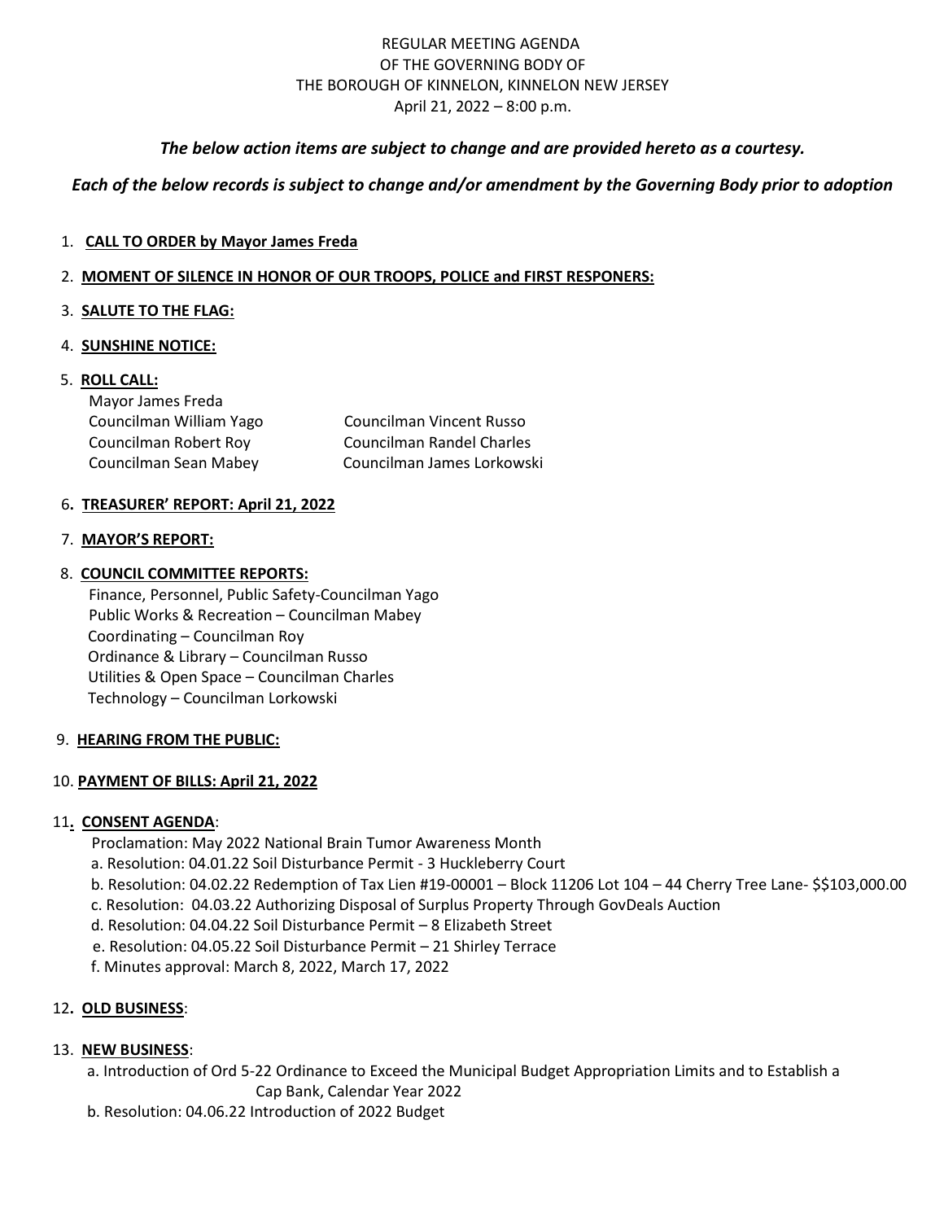REGULAR MEETING AGENDA
OF THE GOVERNING BODY OF
THE BOROUGH OF KINNELON, KINNELON NEW JERSEY
April 21, 2022 – 8:00 p.m.

***The below action items are subject to change and are provided hereto as a courtesy.***

***Each of the below records is subject to change and/or amendment by the Governing Body prior to adoption***

1. **CALL TO ORDER by Mayor James Freda**

2. **MOMENT OF SILENCE IN HONOR OF OUR TROOPS, POLICE and FIRST RESPONERS:**

3. **SALUTE TO THE FLAG:**

4. **SUNSHINE NOTICE:**

5. **ROLL CALL:**

   Mayor James Freda
   Councilman William Yago
   Councilman Vincent Russo
   Councilman Robert Roy
   Councilman Randel Charles
   Councilman Sean Mabey
   Councilman James Lorkowski

6. **TREASURER' REPORT: April 21, 2022**

7. **MAYOR'S REPORT:**

8. **COUNCIL COMMITTEE REPORTS:**

   Finance, Personnel, Public Safety-Councilman Yago
   Public Works & Recreation – Councilman Mabey
   Coordinating – Councilman Roy
   Ordinance & Library – Councilman Russo
   Utilities & Open Space – Councilman Charles
   Technology – Councilman Lorkowski

9. **HEARING FROM THE PUBLIC:**

10. **PAYMENT OF BILLS: April 21, 2022**

11. **CONSENT AGENDA**:

    Proclamation: May 2022 National Brain Tumor Awareness Month
    a. Resolution: 04.01.22 Soil Disturbance Permit - 3 Huckleberry Court
    b. Resolution: 04.02.22 Redemption of Tax Lien #19-00001 – Block 11206 Lot 104 – 44 Cherry Tree Lane- $$103,000.00
    c. Resolution: 04.03.22 Authorizing Disposal of Surplus Property Through GovDeals Auction
    d. Resolution: 04.04.22 Soil Disturbance Permit – 8 Elizabeth Street
    e. Resolution: 04.05.22 Soil Disturbance Permit – 21 Shirley Terrace
    f. Minutes approval: March 8, 2022, March 17, 2022

12. **OLD BUSINESS**:

13. **NEW BUSINESS**:

    a. Introduction of Ord 5-22 Ordinance to Exceed the Municipal Budget Appropriation Limits and to Establish a Cap Bank, Calendar Year 2022
    b. Resolution: 04.06.22 Introduction of 2022 Budget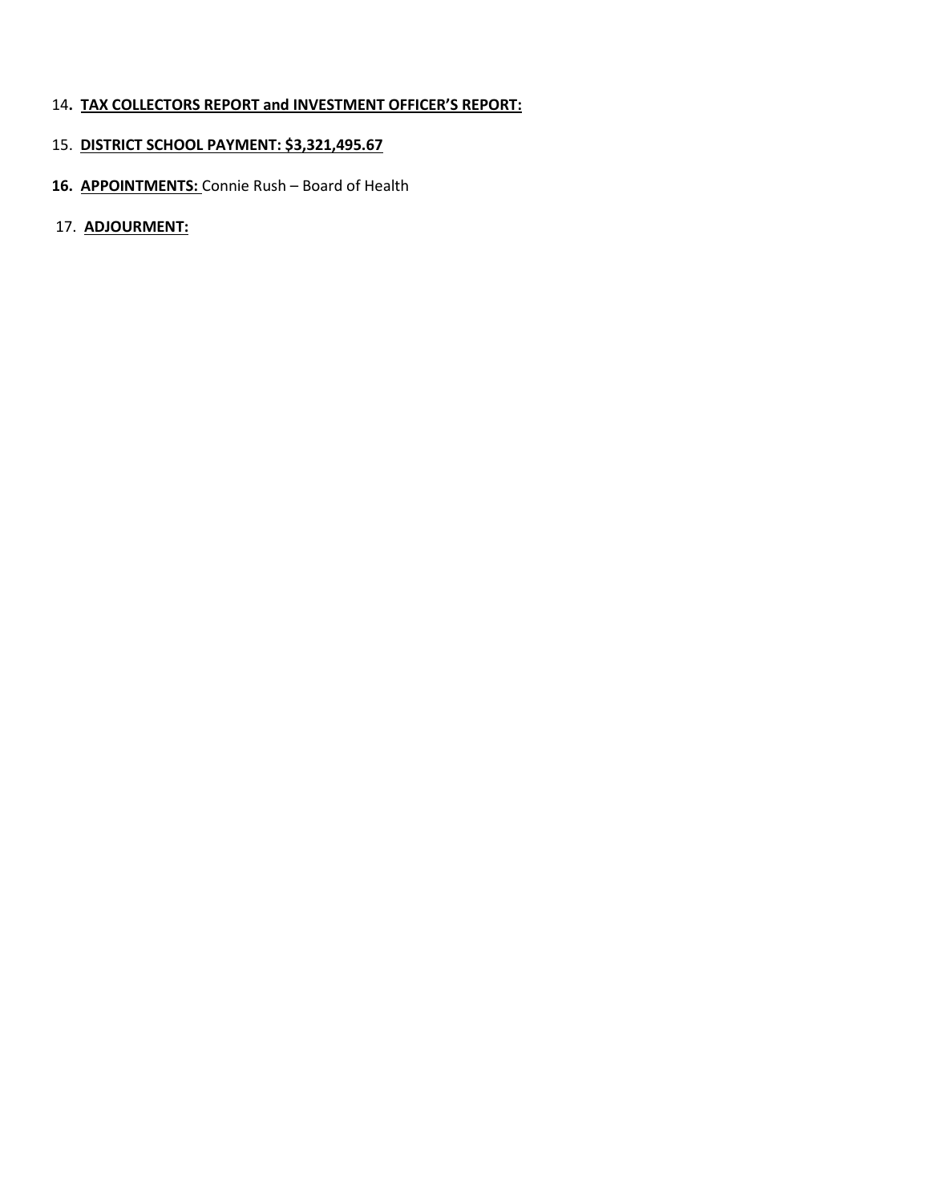14. **TAX COLLECTORS REPORT and INVESTMENT OFFICER'S REPORT:**

15. **DISTRICT SCHOOL PAYMENT: $3,321,495.67**

16. **APPOINTMENTS:** Connie Rush – Board of Health

17. **ADJOURMENT:**